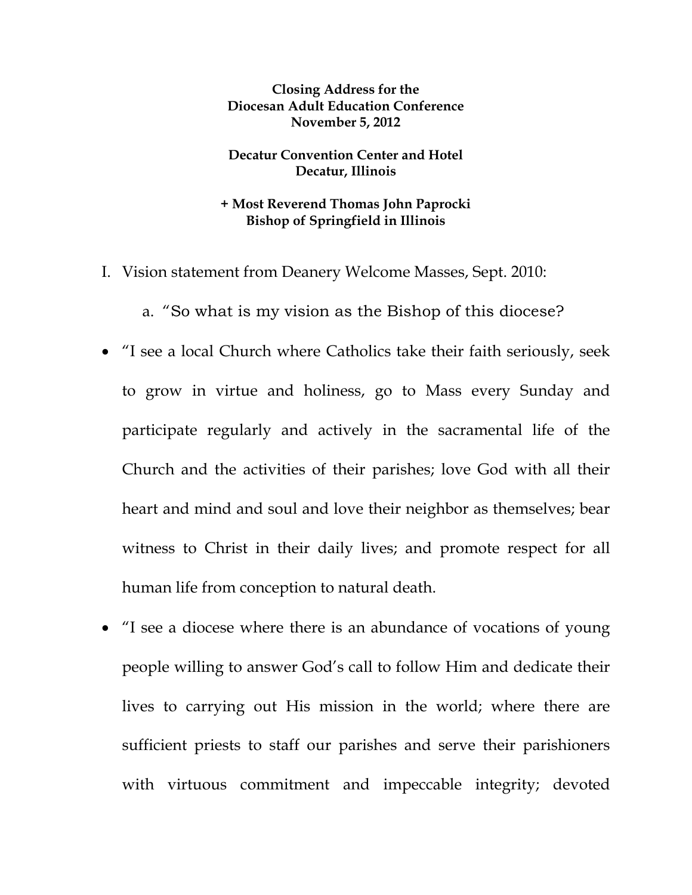**Closing Address for the**
**Diocesan Adult Education Conference**
**November 5, 2012**

**Decatur Convention Center and Hotel**
**Decatur, Illinois**

**+ Most Reverend Thomas John Paprocki**
**Bishop of Springfield in Illinois**

I. Vision statement from Deanery Welcome Masses, Sept. 2010:

   a. "So what is my vision as the Bishop of this diocese?

- "I see a local Church where Catholics take their faith seriously, seek to grow in virtue and holiness, go to Mass every Sunday and participate regularly and actively in the sacramental life of the Church and the activities of their parishes; love God with all their heart and mind and soul and love their neighbor as themselves; bear witness to Christ in their daily lives; and promote respect for all human life from conception to natural death.

- "I see a diocese where there is an abundance of vocations of young people willing to answer God's call to follow Him and dedicate their lives to carrying out His mission in the world; where there are sufficient priests to staff our parishes and serve their parishioners with virtuous commitment and impeccable integrity; devoted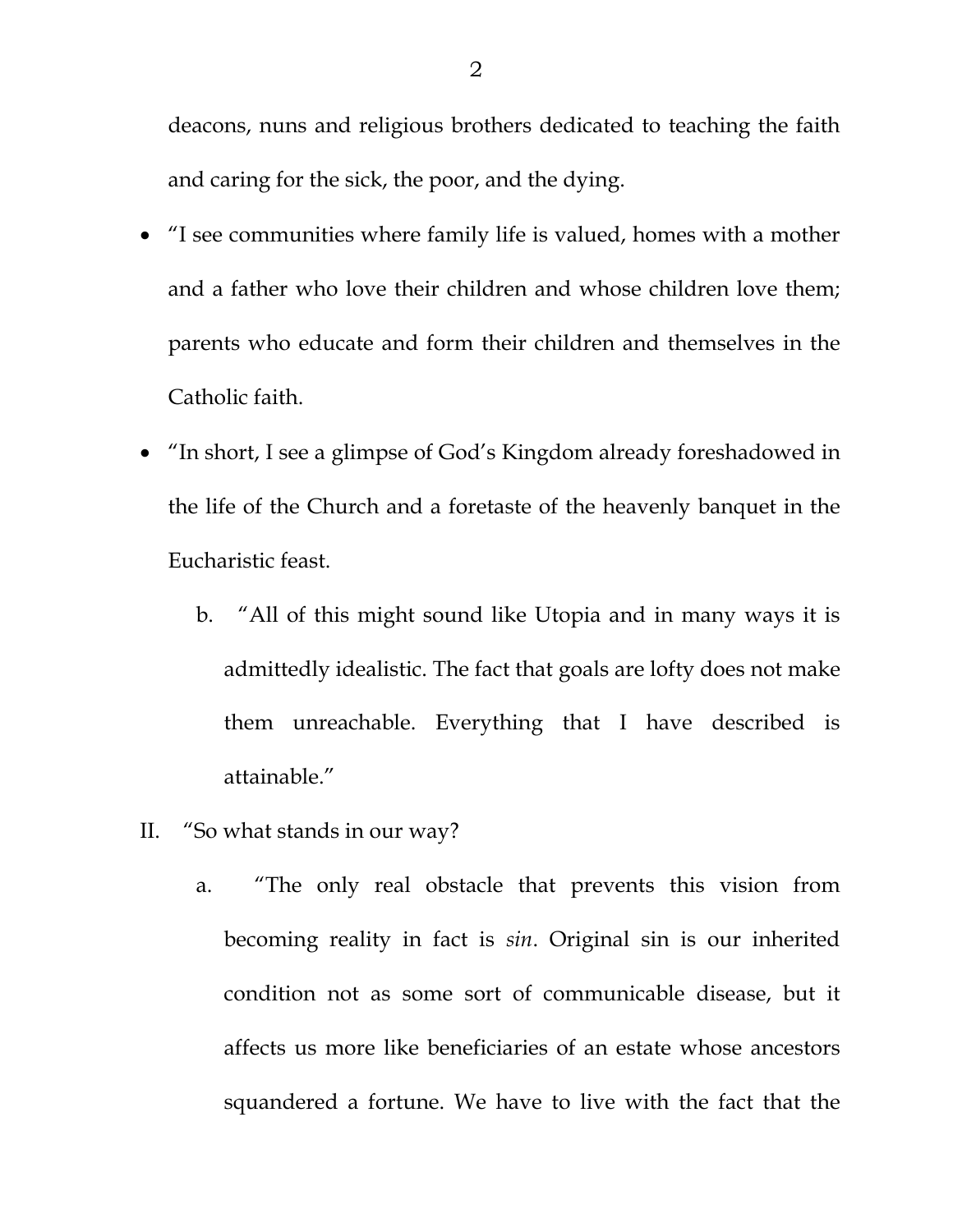deacons, nuns and religious brothers dedicated to teaching the faith and caring for the sick, the poor, and the dying.

- "I see communities where family life is valued, homes with a mother and a father who love their children and whose children love them; parents who educate and form their children and themselves in the Catholic faith.
- "In short, I see a glimpse of God's Kingdom already foreshadowed in the life of the Church and a foretaste of the heavenly banquet in the Eucharistic feast.

   b. "All of this might sound like Utopia and in many ways it is admittedly idealistic. The fact that goals are lofty does not make them unreachable. Everything that I have described is attainable."

II. "So what stands in our way?

   a. "The only real obstacle that prevents this vision from becoming reality in fact is *sin*. Original sin is our inherited condition not as some sort of communicable disease, but it affects us more like beneficiaries of an estate whose ancestors squandered a fortune. We have to live with the fact that the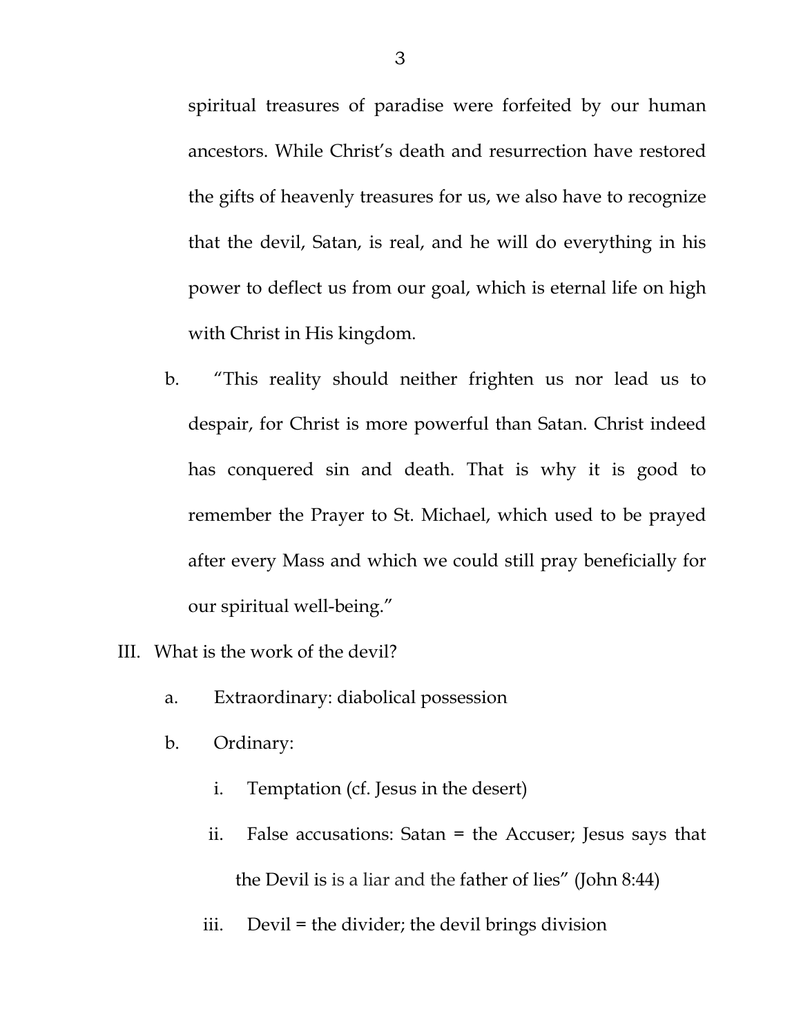spiritual treasures of paradise were forfeited by our human ancestors. While Christ's death and resurrection have restored the gifts of heavenly treasures for us, we also have to recognize that the devil, Satan, is real, and he will do everything in his power to deflect us from our goal, which is eternal life on high with Christ in His kingdom.

b. "This reality should neither frighten us nor lead us to despair, for Christ is more powerful than Satan. Christ indeed has conquered sin and death. That is why it is good to remember the Prayer to St. Michael, which used to be prayed after every Mass and which we could still pray beneficially for our spiritual well-being."

III. What is the work of the devil?

   a. Extraordinary: diabolical possession

   b. Ordinary:

      i. Temptation (cf. Jesus in the desert)

      ii. False accusations: Satan = the Accuser; Jesus says that the Devil is is a liar and the father of lies" (John 8:44)

      iii. Devil = the divider; the devil brings division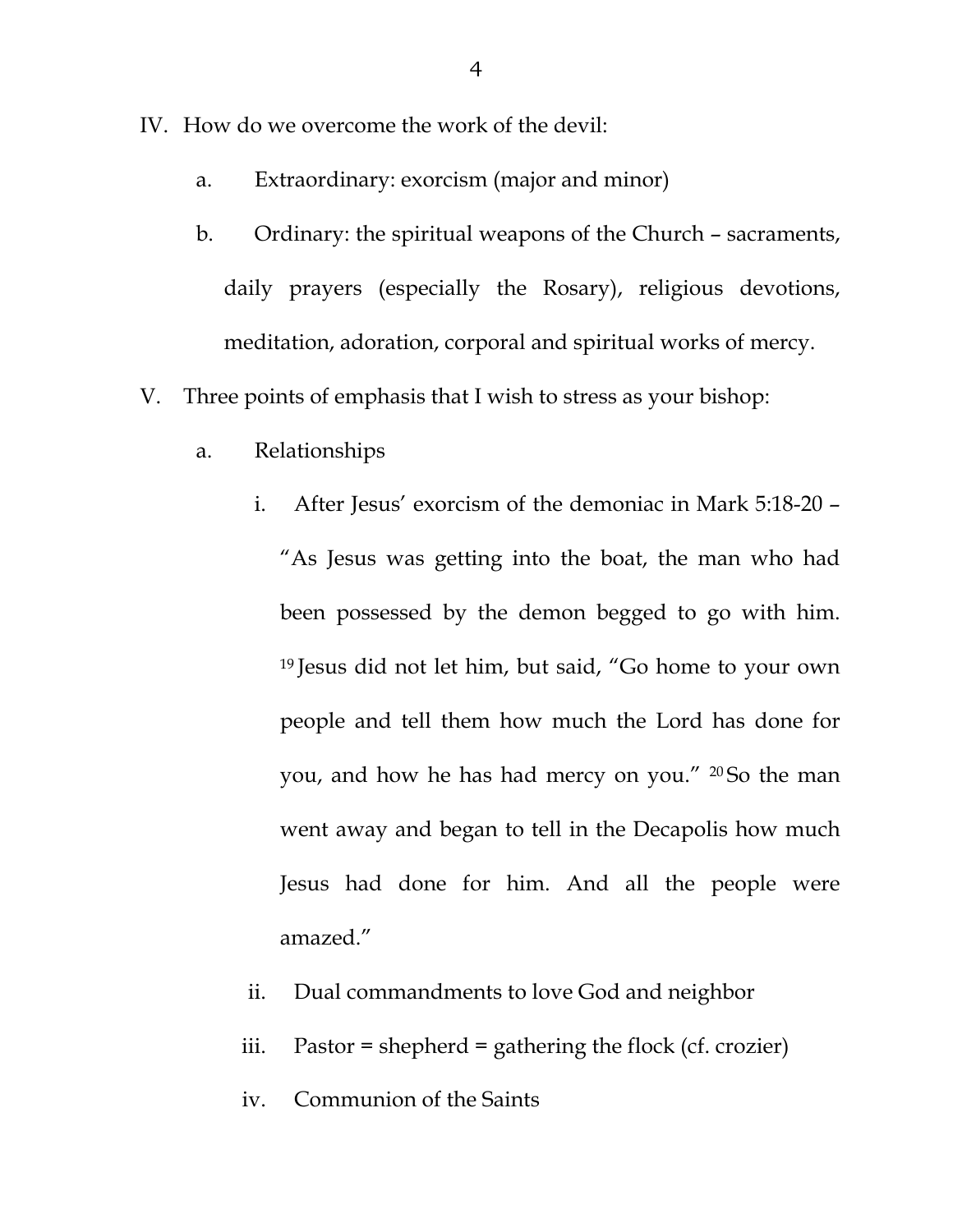IV. How do we overcome the work of the devil:

   a. Extraordinary: exorcism (major and minor)

   b. Ordinary: the spiritual weapons of the Church – sacraments, daily prayers (especially the Rosary), religious devotions, meditation, adoration, corporal and spiritual works of mercy.

V. Three points of emphasis that I wish to stress as your bishop:

   a. Relationships

      i. After Jesus' exorcism of the demoniac in Mark 5:18-20 – "As Jesus was getting into the boat, the man who had been possessed by the demon begged to go with him. [19] Jesus did not let him, but said, "Go home to your own people and tell them how much the Lord has done for you, and how he has had mercy on you." [20] So the man went away and began to tell in the Decapolis how much Jesus had done for him. And all the people were amazed."

      ii. Dual commandments to love God and neighbor

      iii. Pastor = shepherd = gathering the flock (cf. crozier)

      iv. Communion of the Saints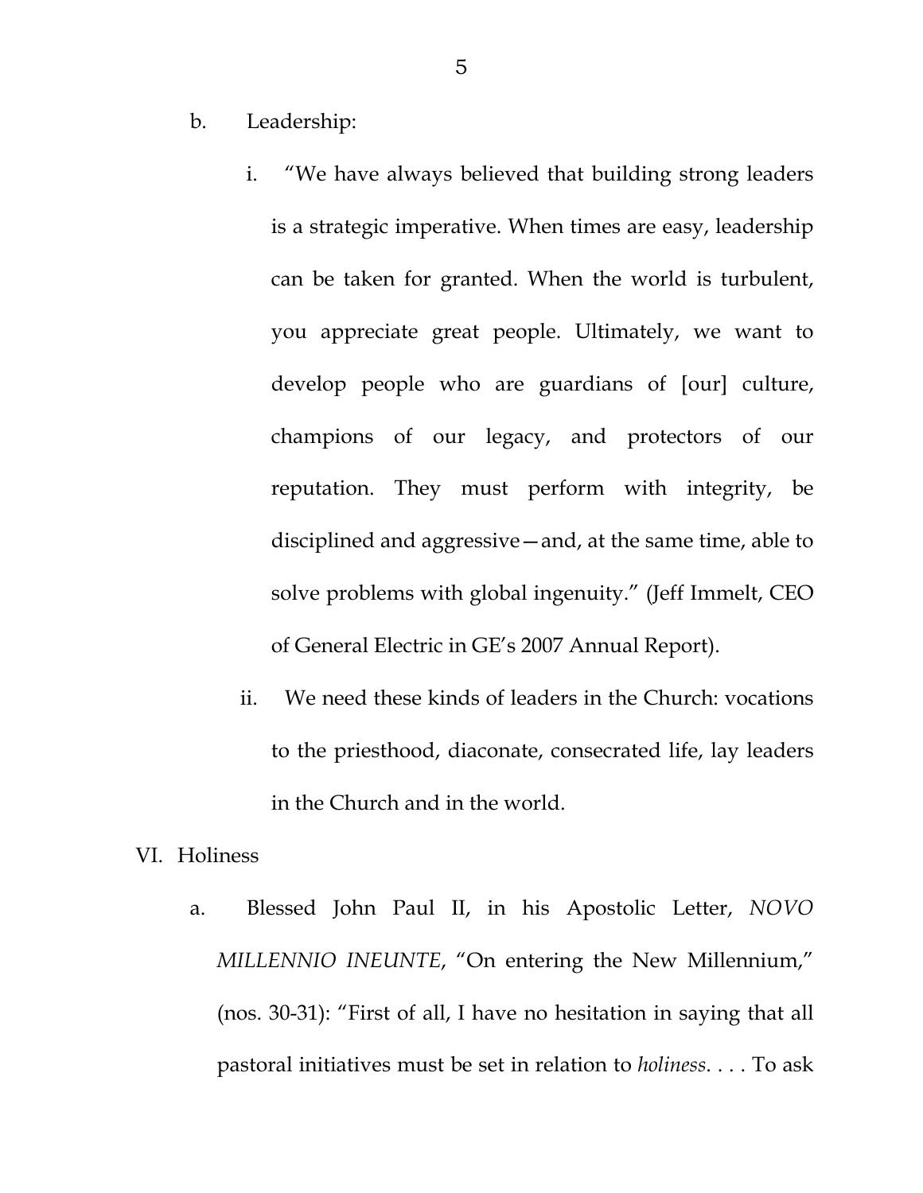b. Leadership:

   i. "We have always believed that building strong leaders is a strategic imperative. When times are easy, leadership can be taken for granted. When the world is turbulent, you appreciate great people. Ultimately, we want to develop people who are guardians of [our] culture, champions of our legacy, and protectors of our reputation. They must perform with integrity, be disciplined and aggressive—and, at the same time, able to solve problems with global ingenuity." (Jeff Immelt, CEO of General Electric in GE's 2007 Annual Report).

   ii. We need these kinds of leaders in the Church: vocations to the priesthood, diaconate, consecrated life, lay leaders in the Church and in the world.

VI. Holiness

a. Blessed John Paul II, in his Apostolic Letter, *NOVO MILLENNIO INEUNTE*, "On entering the New Millennium," (nos. 30-31): "First of all, I have no hesitation in saying that all pastoral initiatives must be set in relation to *holiness*. . . . To ask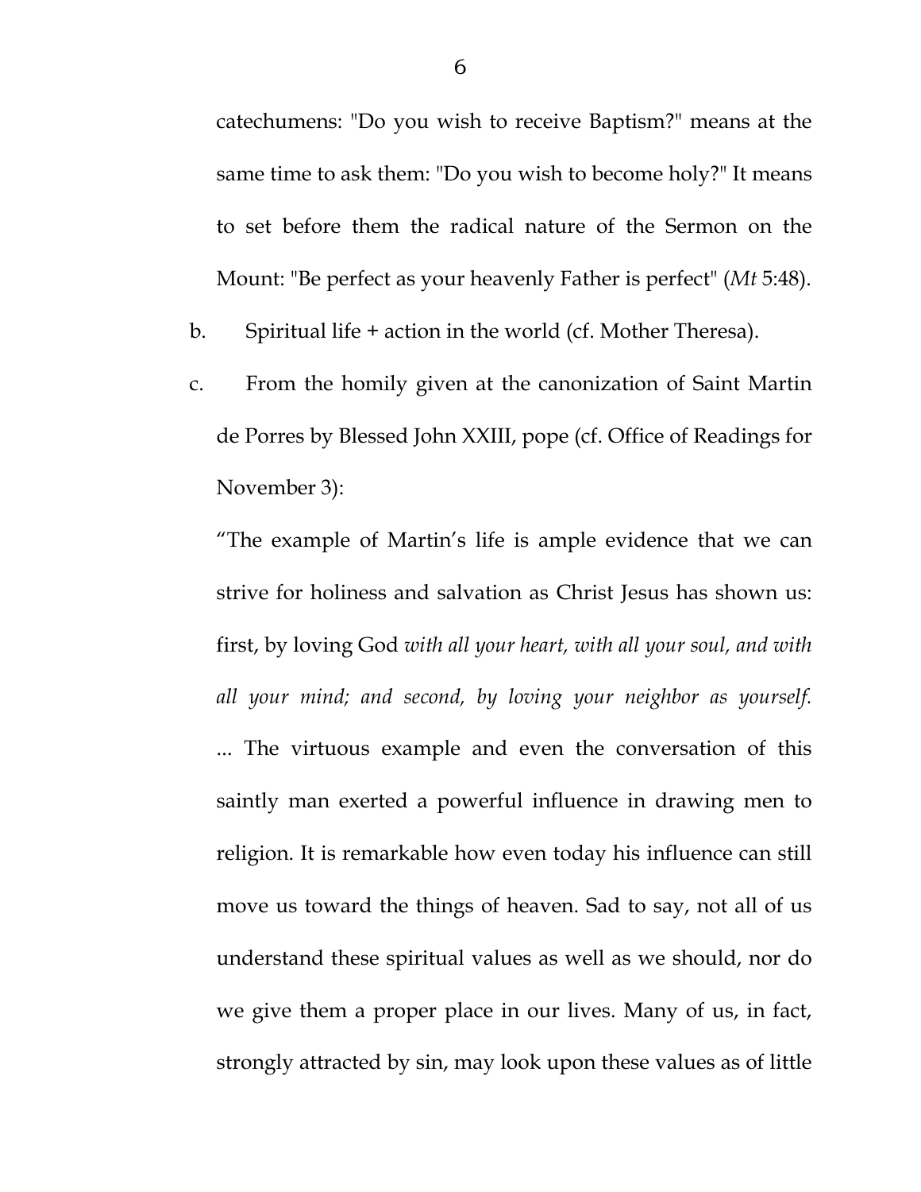catechumens: "Do you wish to receive Baptism?" means at the same time to ask them: "Do you wish to become holy?" It means to set before them the radical nature of the Sermon on the Mount: "Be perfect as your heavenly Father is perfect" (*Mt* 5:48).

b. Spiritual life + action in the world (cf. Mother Theresa).

c. From the homily given at the canonization of Saint Martin de Porres by Blessed John XXIII, pope (cf. Office of Readings for November 3):

"The example of Martin's life is ample evidence that we can strive for holiness and salvation as Christ Jesus has shown us: first, by loving God *with all your heart, with all your soul, and with all your mind; and second, by loving your neighbor as yourself.* ... The virtuous example and even the conversation of this saintly man exerted a powerful influence in drawing men to religion. It is remarkable how even today his influence can still move us toward the things of heaven. Sad to say, not all of us understand these spiritual values as well as we should, nor do we give them a proper place in our lives. Many of us, in fact, strongly attracted by sin, may look upon these values as of little